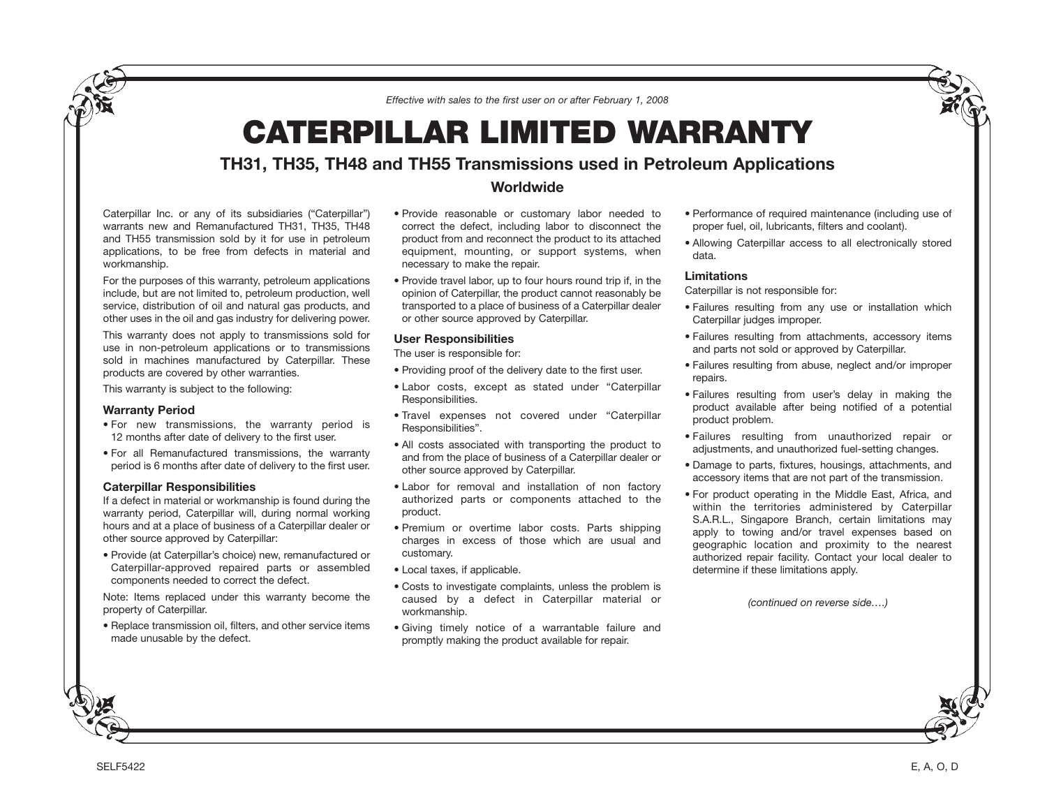*Effective with sales to the first user on or after February 1, 2008*

# CATERPILLAR LIMITED WARRANTY

## TH31, TH35, TH48 and TH55 Transmissions used in Petroleum Applications

### Worldwide

Caterpillar Inc. or any of its subsidiaries ("Caterpillar") warrants new and Remanufactured TH31, TH35, TH48 and TH55 transmission sold by it for use in petroleum applications, to be free from defects in material and workmanship.

For the purposes of this warranty, petroleum applications include, but are not limited to, petroleum production, well service, distribution of oil and natural gas products, and other uses in the oil and gas industry for delivering power.

This warranty does not apply to transmissions sold for use in non-petroleum applications or to transmissions sold in machines manufactured by Caterpillar. These products are covered by other warranties.

This warranty is subject to the following:

### Warranty Period

- For new transmissions, the warranty period is 12 months after date of delivery to the first user.
- For all Remanufactured transmissions, the warranty period is 6 months after date of delivery to the first user.

### Caterpillar Responsibilities

If a defect in material or workmanship is found during the warranty period, Caterpillar will, during normal working hours and at a place of business of a Caterpillar dealer or other source approved by Caterpillar:

- Provide (at Caterpillar's choice) new, remanufactured or Caterpillar-approved repaired parts or assembled components needed to correct the defect.

Note: Items replaced under this warranty become the property of Caterpillar.

- Replace transmission oil, filters, and other service items made unusable by the defect.
- Provide reasonable or customary labor needed to correct the defect, including labor to disconnect the product from and reconnect the product to its attached equipment, mounting, or support systems, when necessary to make the repair.
- Provide travel labor, up to four hours round trip if, in the opinion of Caterpillar, the product cannot reasonably be transported to a place of business of a Caterpillar dealer or other source approved by Caterpillar.

### User Responsibilities

The user is responsible for:

- Providing proof of the delivery date to the first user.
- Labor costs, except as stated under "Caterpillar Responsibilities.
- Travel expenses not covered under "Caterpillar Responsibilities".
- All costs associated with transporting the product to and from the place of business of a Caterpillar dealer or other source approved by Caterpillar.
- Labor for removal and installation of non factory authorized parts or components attached to the product.
- Premium or overtime labor costs. Parts shipping charges in excess of those which are usual and customary.
- Local taxes, if applicable.
- Costs to investigate complaints, unless the problem is caused by a defect in Caterpillar material or workmanship.
- Giving timely notice of a warrantable failure and promptly making the product available for repair.
- Performance of required maintenance (including use of proper fuel, oil, lubricants, filters and coolant).
- Allowing Caterpillar access to all electronically stored data.

### Limitations

Caterpillar is not responsible for:

- Failures resulting from any use or installation which Caterpillar judges improper.
- Failures resulting from attachments, accessory items and parts not sold or approved by Caterpillar.
- Failures resulting from abuse, neglect and/or improper repairs.
- Failures resulting from user's delay in making the product available after being notified of a potential product problem.
- Failures resulting from unauthorized repair or adjustments, and unauthorized fuel-setting changes.
- Damage to parts, fixtures, housings, attachments, and accessory items that are not part of the transmission.
- For product operating in the Middle East, Africa, and within the territories administered by Caterpillar S.A.R.L., Singapore Branch, certain limitations may apply to towing and/or travel expenses based on geographic location and proximity to the nearest authorized repair facility. Contact your local dealer to determine if these limitations apply.

*(continued on reverse side….)*

SELF5422 E, A, O, D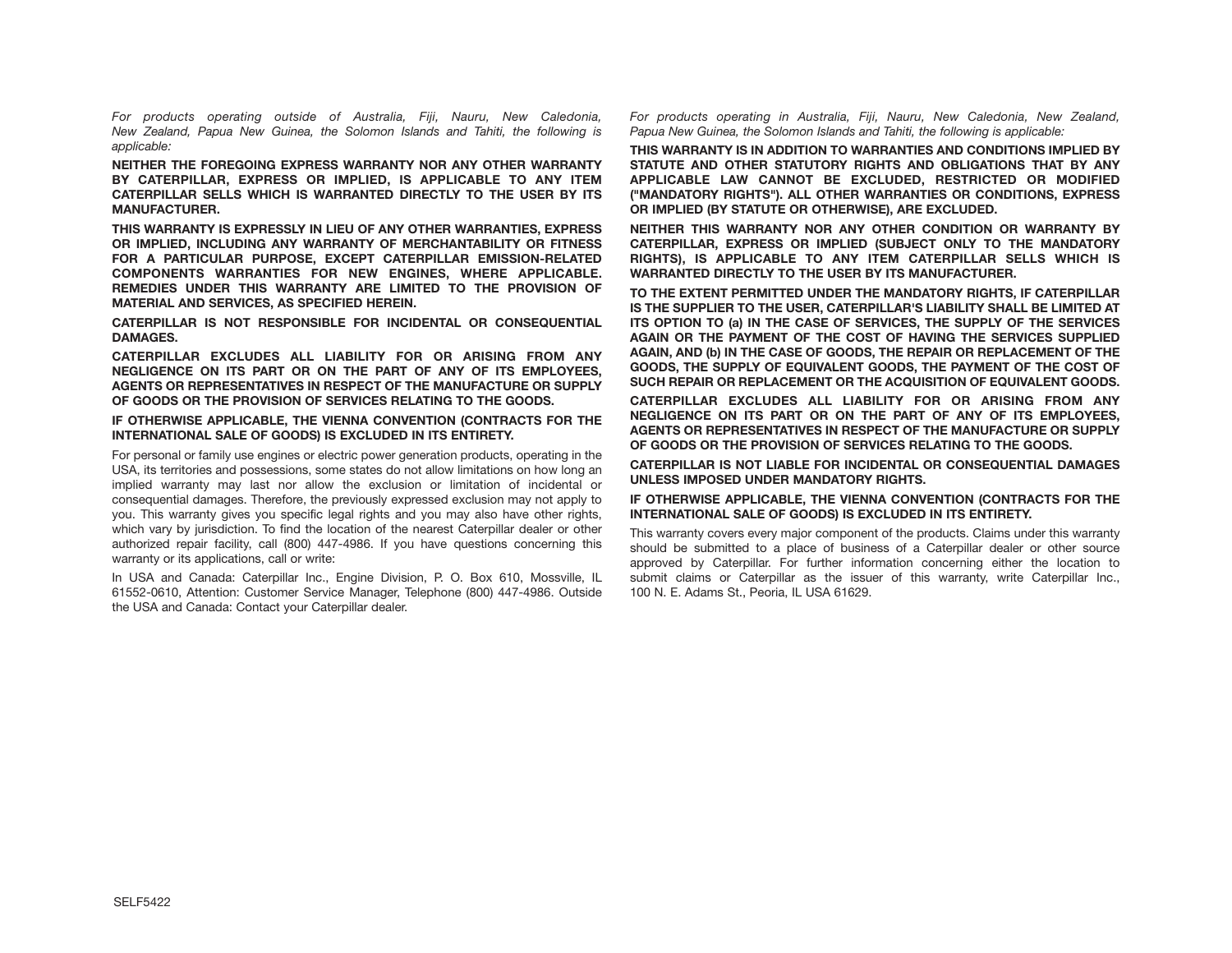*For products operating outside of Australia, Fiji, Nauru, New Caledonia, New Zealand, Papua New Guinea, the Solomon Islands and Tahiti, the following is applicable:*

**NEITHER THE FOREGOING EXPRESS WARRANTY NOR ANY OTHER WARRANTY BY CATERPILLAR, EXPRESS OR IMPLIED, IS APPLICABLE TO ANY ITEM CATERPILLAR SELLS WHICH IS WARRANTED DIRECTLY TO THE USER BY ITS MANUFACTURER.**

**THIS WARRANTY IS EXPRESSLY IN LIEU OF ANY OTHER WARRANTIES, EXPRESS OR IMPLIED, INCLUDING ANY WARRANTY OF MERCHANTABILITY OR FITNESS FOR A PARTICULAR PURPOSE, EXCEPT CATERPILLAR EMISSION-RELATED COMPONENTS WARRANTIES FOR NEW ENGINES, WHERE APPLICABLE. REMEDIES UNDER THIS WARRANTY ARE LIMITED TO THE PROVISION OF MATERIAL AND SERVICES, AS SPECIFIED HEREIN.**

**CATERPILLAR IS NOT RESPONSIBLE FOR INCIDENTAL OR CONSEQUENTIAL DAMAGES.**

**CATERPILLAR EXCLUDES ALL LIABILITY FOR OR ARISING FROM ANY NEGLIGENCE ON ITS PART OR ON THE PART OF ANY OF ITS EMPLOYEES, AGENTS OR REPRESENTATIVES IN RESPECT OF THE MANUFACTURE OR SUPPLY OF GOODS OR THE PROVISION OF SERVICES RELATING TO THE GOODS.**

**IF OTHERWISE APPLICABLE, THE VIENNA CONVENTION (CONTRACTS FOR THE INTERNATIONAL SALE OF GOODS) IS EXCLUDED IN ITS ENTIRETY.**

For personal or family use engines or electric power generation products, operating in the USA, its territories and possessions, some states do not allow limitations on how long an implied warranty may last nor allow the exclusion or limitation of incidental or consequential damages. Therefore, the previously expressed exclusion may not apply to you. This warranty gives you specific legal rights and you may also have other rights, which vary by jurisdiction. To find the location of the nearest Caterpillar dealer or other authorized repair facility, call (800) 447-4986. If you have questions concerning this warranty or its applications, call or write:

In USA and Canada: Caterpillar Inc., Engine Division, P. O. Box 610, Mossville, IL 61552-0610, Attention: Customer Service Manager, Telephone (800) 447-4986. Outside the USA and Canada: Contact your Caterpillar dealer.

*For products operating in Australia, Fiji, Nauru, New Caledonia, New Zealand, Papua New Guinea, the Solomon Islands and Tahiti, the following is applicable:*

**THIS WARRANTY IS IN ADDITION TO WARRANTIES AND CONDITIONS IMPLIED BY STATUTE AND OTHER STATUTORY RIGHTS AND OBLIGATIONS THAT BY ANY APPLICABLE LAW CANNOT BE EXCLUDED, RESTRICTED OR MODIFIED ("MANDATORY RIGHTS"). ALL OTHER WARRANTIES OR CONDITIONS, EXPRESS OR IMPLIED (BY STATUTE OR OTHERWISE), ARE EXCLUDED.**

**NEITHER THIS WARRANTY NOR ANY OTHER CONDITION OR WARRANTY BY CATERPILLAR, EXPRESS OR IMPLIED (SUBJECT ONLY TO THE MANDATORY RIGHTS), IS APPLICABLE TO ANY ITEM CATERPILLAR SELLS WHICH IS WARRANTED DIRECTLY TO THE USER BY ITS MANUFACTURER.**

**TO THE EXTENT PERMITTED UNDER THE MANDATORY RIGHTS, IF CATERPILLAR IS THE SUPPLIER TO THE USER, CATERPILLAR'S LIABILITY SHALL BE LIMITED AT ITS OPTION TO (a) IN THE CASE OF SERVICES, THE SUPPLY OF THE SERVICES AGAIN OR THE PAYMENT OF THE COST OF HAVING THE SERVICES SUPPLIED AGAIN, AND (b) IN THE CASE OF GOODS, THE REPAIR OR REPLACEMENT OF THE GOODS, THE SUPPLY OF EQUIVALENT GOODS, THE PAYMENT OF THE COST OF SUCH REPAIR OR REPLACEMENT OR THE ACQUISITION OF EQUIVALENT GOODS.**

**CATERPILLAR EXCLUDES ALL LIABILITY FOR OR ARISING FROM ANY NEGLIGENCE ON ITS PART OR ON THE PART OF ANY OF ITS EMPLOYEES, AGENTS OR REPRESENTATIVES IN RESPECT OF THE MANUFACTURE OR SUPPLY OF GOODS OR THE PROVISION OF SERVICES RELATING TO THE GOODS.**

**CATERPILLAR IS NOT LIABLE FOR INCIDENTAL OR CONSEQUENTIAL DAMAGES UNLESS IMPOSED UNDER MANDATORY RIGHTS.**

**IF OTHERWISE APPLICABLE, THE VIENNA CONVENTION (CONTRACTS FOR THE INTERNATIONAL SALE OF GOODS) IS EXCLUDED IN ITS ENTIRETY.**

This warranty covers every major component of the products. Claims under this warranty should be submitted to a place of business of a Caterpillar dealer or other source approved by Caterpillar. For further information concerning either the location to submit claims or Caterpillar as the issuer of this warranty, write Caterpillar Inc., 100 N. E. Adams St., Peoria, IL USA 61629.

SELF5422